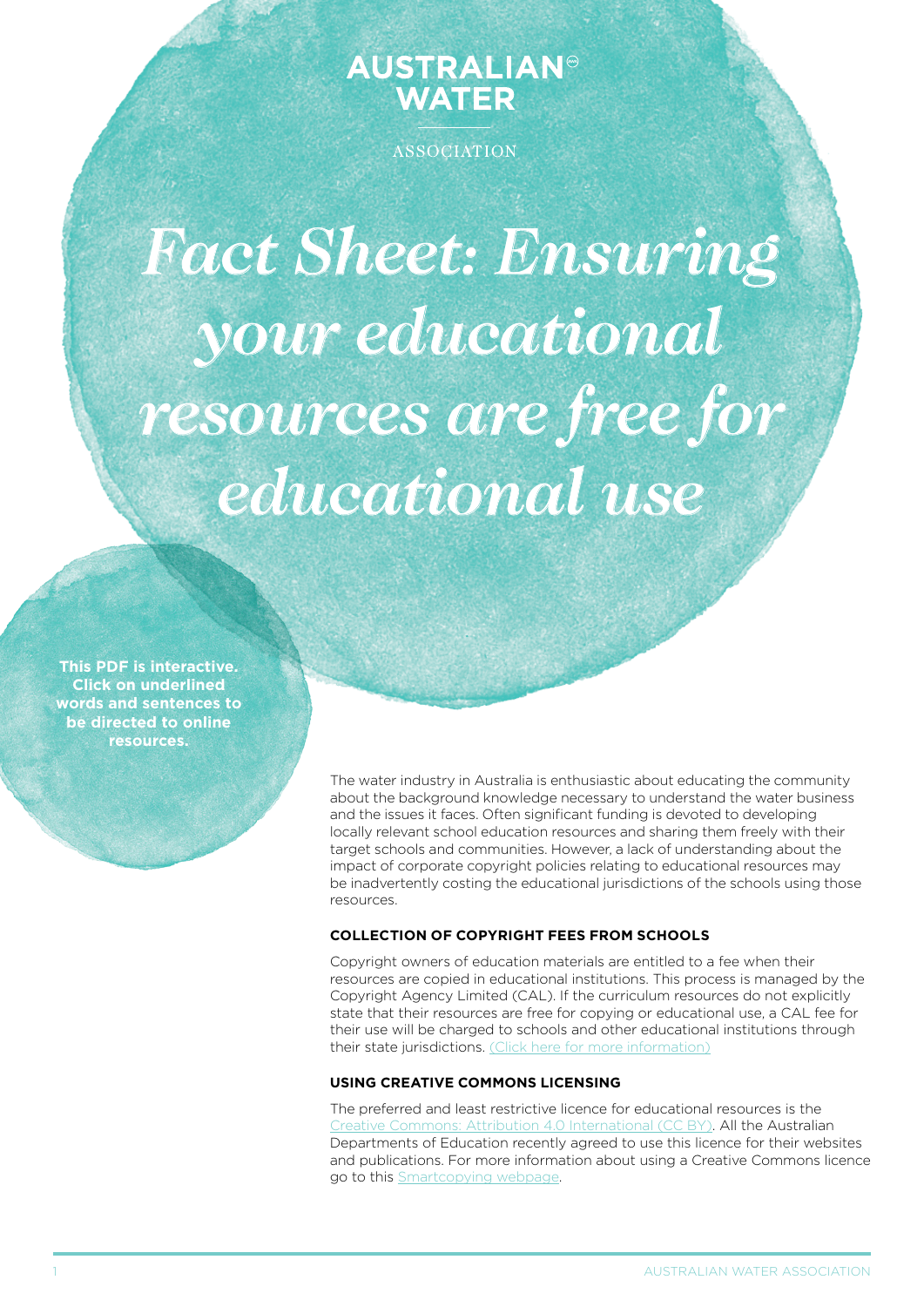AUSTRALIAN WATER ASSOCIATION

# *Fact Sheet: Ensuring your educational resources are free for educational use*

**This PDF is interactive. Click on underlined words and sentences to be directed to online resources.**

The water industry in Australia is enthusiastic about educating the community about the background knowledge necessary to understand the water business and the issues it faces. Often significant funding is devoted to developing locally relevant school education resources and sharing them freely with their target schools and communities. However, a lack of understanding about the impact of corporate copyright policies relating to educational resources may be inadvertently costing the educational jurisdictions of the schools using those resources.

### COLLECTION OF COPYRIGHT FEES FROM SCHOOLS

Copyright owners of education materials are entitled to a fee when their resources are copied in educational institutions. This process is managed by the Copyright Agency Limited (CAL). If the curriculum resources do not explicitly state that their resources are free for copying or educational use, a CAL fee for their use will be charged to schools and other educational institutions through their state jurisdictions. (Click here for more information)

### USING CREATIVE COMMONS LICENSING

The preferred and least restrictive licence for educational resources is the Creative Commons: Attribution 4.0 International (CC BY). All the Australian Departments of Education recently agreed to use this licence for their websites and publications. For more information about using a Creative Commons licence go to this Smartcopying webpage.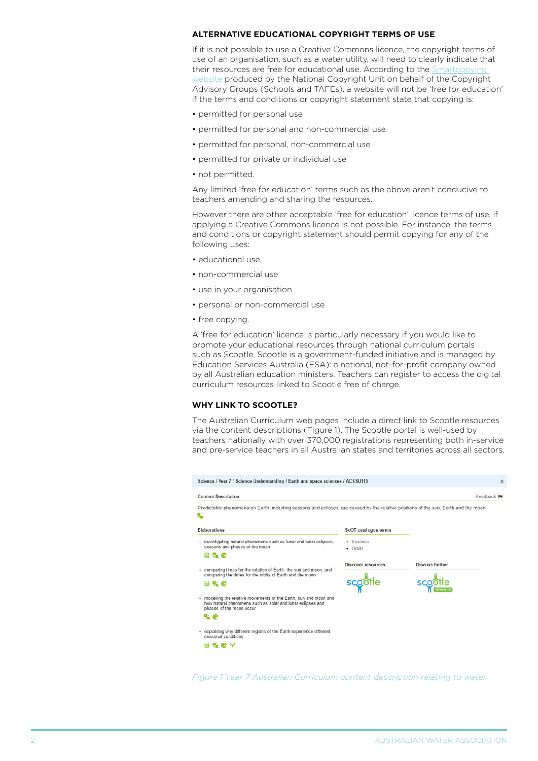### ALTERNATIVE EDUCATIONAL COPYRIGHT TERMS OF USE

If it is not possible to use a Creative Commons licence, the copyright terms of use of an organisation, such as a water utility, will need to clearly indicate that their resources are free for educational use. According to the Smartcopying website produced by the National Copyright Unit on behalf of the Copyright Advisory Groups (Schools and TAFEs), a website will not be 'free for education' if the terms and conditions or copyright statement state that copying is:

- permitted for personal use
- permitted for personal and non-commercial use
- permitted for personal, non-commercial use
- permitted for private or individual use
- not permitted.

Any limited 'free for education' terms such as the above aren't conducive to teachers amending and sharing the resources.

However there are other acceptable 'free for education' licence terms of use, if applying a Creative Commons licence is not possible. For instance, the terms and conditions or copyright statement should permit copying for any of the following uses:

- educational use
- non-commercial use
- use in your organisation
- personal or non-commercial use
- free copying.

A 'free for education' licence is particularly necessary if you would like to promote your educational resources through national curriculum portals such as Scootle. Scootle is a government-funded initiative and is managed by Education Services Australia (ESA): a national, not-for-profit company owned by all Australian education ministers. Teachers can register to access the digital curriculum resources linked to Scootle free of charge.

### WHY LINK TO SCOOTLE?

The Australian Curriculum web pages include a direct link to Scootle resources via the content descriptions (Figure 1). The Scootle portal is well-used by teachers nationally with over 370,000 registrations representing both in-service and pre-service teachers in all Australian states and territories across all sectors.

Science / Year 7 / Science Understanding / Earth and space sciences / ACSSU115

**Content Description**

Predictable phenomena on Earth, including seasons and eclipses, are caused by the relative positions of the sun, Earth and the moon

**Elaborations**

- investigating natural phenomena such as lunar and solar eclipses, seasons and phases of the moon
- comparing times for the rotation of Earth, the sun and moon, and comparing the times for the orbits of Earth and the moon
- modelling the relative movements of the Earth, sun and moon and how natural phenomena such as solar and lunar eclipses and phases of the moon occur
- explaining why different regions of the Earth experience different seasonal conditions

**ScOT catalogue terms**

- Seasons
- Orbits

**Discover resources** — scootle

**Discuss further** — scootle community

*Figure 1 Year 7 Australian Curriculum content description relating to water*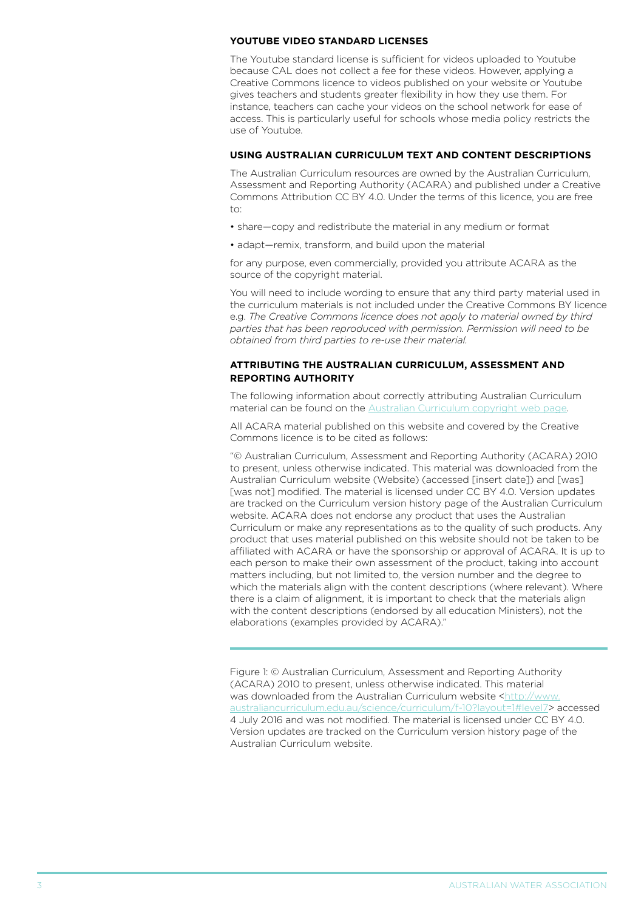### YOUTUBE VIDEO STANDARD LICENSES

The Youtube standard license is sufficient for videos uploaded to Youtube because CAL does not collect a fee for these videos. However, applying a Creative Commons licence to videos published on your website or Youtube gives teachers and students greater flexibility in how they use them. For instance, teachers can cache your videos on the school network for ease of access. This is particularly useful for schools whose media policy restricts the use of Youtube.

### USING AUSTRALIAN CURRICULUM TEXT AND CONTENT DESCRIPTIONS

The Australian Curriculum resources are owned by the Australian Curriculum, Assessment and Reporting Authority (ACARA) and published under a Creative Commons Attribution CC BY 4.0. Under the terms of this licence, you are free to:

- share—copy and redistribute the material in any medium or format
- adapt—remix, transform, and build upon the material

for any purpose, even commercially, provided you attribute ACARA as the source of the copyright material.

You will need to include wording to ensure that any third party material used in the curriculum materials is not included under the Creative Commons BY licence e.g. *The Creative Commons licence does not apply to material owned by third parties that has been reproduced with permission. Permission will need to be obtained from third parties to re-use their material.*

### ATTRIBUTING THE AUSTRALIAN CURRICULUM, ASSESSMENT AND REPORTING AUTHORITY

The following information about correctly attributing Australian Curriculum material can be found on the Australian Curriculum copyright web page.

All ACARA material published on this website and covered by the Creative Commons licence is to be cited as follows:

"© Australian Curriculum, Assessment and Reporting Authority (ACARA) 2010 to present, unless otherwise indicated. This material was downloaded from the Australian Curriculum website (Website) (accessed [insert date]) and [was] [was not] modified. The material is licensed under CC BY 4.0. Version updates are tracked on the Curriculum version history page of the Australian Curriculum website. ACARA does not endorse any product that uses the Australian Curriculum or make any representations as to the quality of such products. Any product that uses material published on this website should not be taken to be affiliated with ACARA or have the sponsorship or approval of ACARA. It is up to each person to make their own assessment of the product, taking into account matters including, but not limited to, the version number and the degree to which the materials align with the content descriptions (where relevant). Where there is a claim of alignment, it is important to check that the materials align with the content descriptions (endorsed by all education Ministers), not the elaborations (examples provided by ACARA)."

---

Figure 1: © Australian Curriculum, Assessment and Reporting Authority (ACARA) 2010 to present, unless otherwise indicated. This material was downloaded from the Australian Curriculum website <http://www.australiancurriculum.edu.au/science/curriculum/f-10?layout=1#level7> accessed 4 July 2016 and was not modified. The material is licensed under CC BY 4.0. Version updates are tracked on the Curriculum version history page of the Australian Curriculum website.